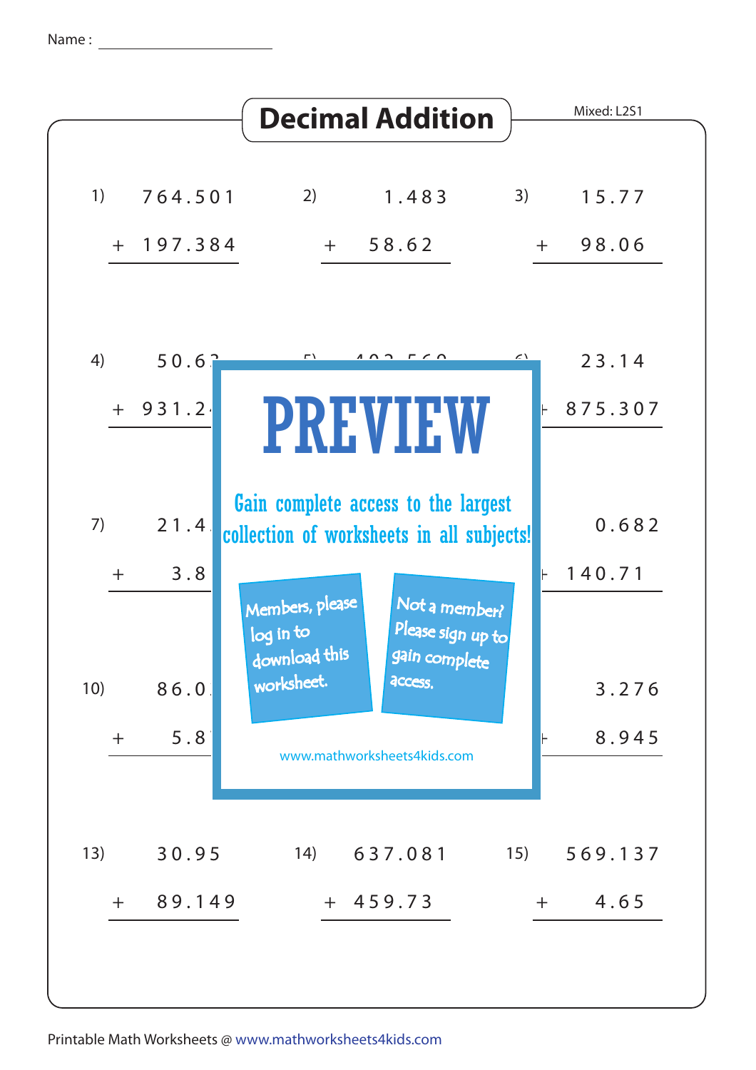Name : ____________________

# Decimal Addition

Mixed: L2S1

1) $764.501 + 197.384$

2) $1.483 + 58.62$

3) $15.77 + 98.06$

4) $50.6\ldots + 931.2\ldots$

5) $402.560 + \ldots$

6) $23.14 + 875.307$

7) $21.4\ldots + 3.8\ldots$

8) …

9) $0.682 + 140.71$

10) $86.0\ldots + 5.8\ldots$

11) …

12) $3.276 + 8.945$

13) $30.95 + 89.149$

14) $637.081 + 459.73$

15) $569.137 + 4.65$

PREVIEW

Gain complete access to the largest collection of worksheets in all subjects!

Members, please log in to download this worksheet.

Not a member? Please sign up to gain complete access.

www.mathworksheets4kids.com

Printable Math Worksheets @ www.mathworksheets4kids.com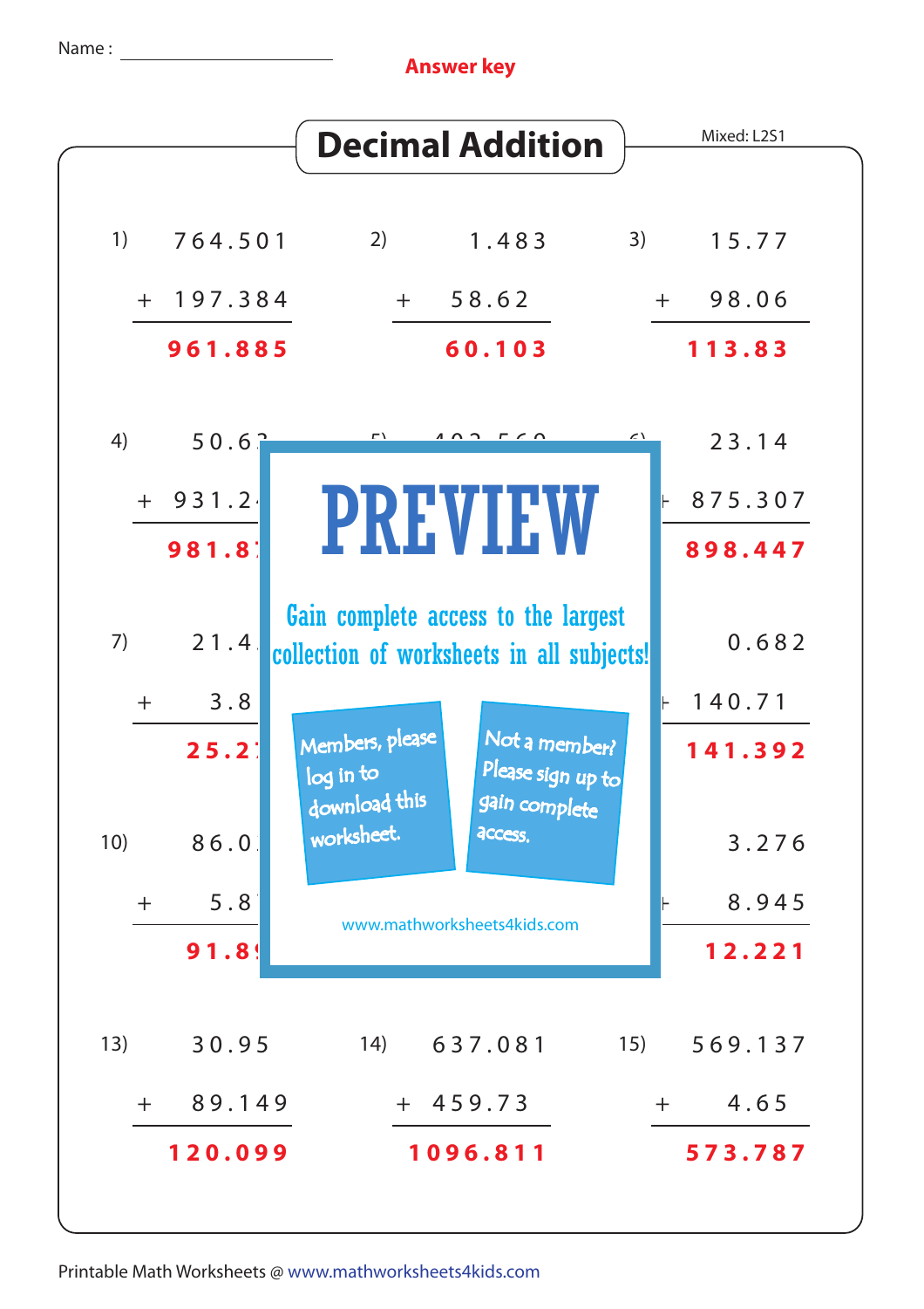Name :

**Answer key**

# Decimal Addition

Mixed: L2S1

1) $764.501 + 197.384$ = **961.885**

2) $1.483 + 58.62$ = **60.103**

3) $15.77 + 98.06$ = **113.83**

4) $50.6\ldots + 931.2\ldots$ = **981.8…**

5) $402.560\ldots$

6) $23.14 + 875.307$ = **898.447**

7) $21.4\ldots + 3.8\ldots$ = **25.2…**

9) $0.682 + 140.71$ = **141.392**

10) $86.0\ldots + 5.8\ldots$ = **91.8…**

12) $3.276 + 8.945$ = **12.221**

13) $30.95 + 89.149$ = **120.099**

14) $637.081 + 459.73$ = **1096.811**

15) $569.137 + 4.65$ = **573.787**

PREVIEW

Gain complete access to the largest collection of worksheets in all subjects!

Members, please log in to download this worksheet.

Not a member? Please sign up to gain complete access.

www.mathworksheets4kids.com

Printable Math Worksheets @ www.mathworksheets4kids.com